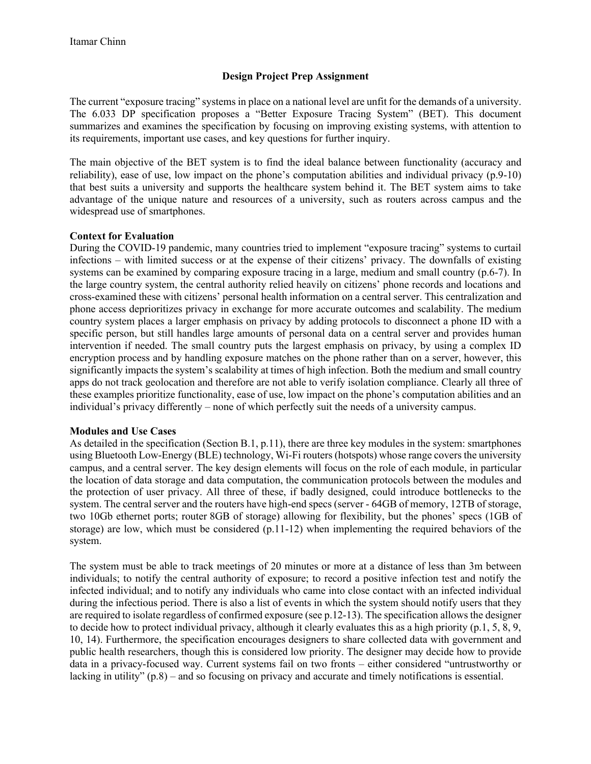Itamar Chinn

## Design Project Prep Assignment

The current "exposure tracing" systems in place on a national level are unfit for the demands of a university. The 6.033 DP specification proposes a "Better Exposure Tracing System" (BET). This document summarizes and examines the specification by focusing on improving existing systems, with attention to its requirements, important use cases, and key questions for further inquiry.

The main objective of the BET system is to find the ideal balance between functionality (accuracy and reliability), ease of use, low impact on the phone's computation abilities and individual privacy (p.9-10) that best suits a university and supports the healthcare system behind it. The BET system aims to take advantage of the unique nature and resources of a university, such as routers across campus and the widespread use of smartphones.

**Context for Evaluation**

During the COVID-19 pandemic, many countries tried to implement "exposure tracing" systems to curtail infections – with limited success or at the expense of their citizens' privacy. The downfalls of existing systems can be examined by comparing exposure tracing in a large, medium and small country (p.6-7). In the large country system, the central authority relied heavily on citizens' phone records and locations and cross-examined these with citizens' personal health information on a central server. This centralization and phone access deprioritizes privacy in exchange for more accurate outcomes and scalability. The medium country system places a larger emphasis on privacy by adding protocols to disconnect a phone ID with a specific person, but still handles large amounts of personal data on a central server and provides human intervention if needed. The small country puts the largest emphasis on privacy, by using a complex ID encryption process and by handling exposure matches on the phone rather than on a server, however, this significantly impacts the system's scalability at times of high infection. Both the medium and small country apps do not track geolocation and therefore are not able to verify isolation compliance. Clearly all three of these examples prioritize functionality, ease of use, low impact on the phone's computation abilities and an individual's privacy differently – none of which perfectly suit the needs of a university campus.

**Modules and Use Cases**

As detailed in the specification (Section B.1, p.11), there are three key modules in the system: smartphones using Bluetooth Low-Energy (BLE) technology, Wi-Fi routers (hotspots) whose range covers the university campus, and a central server. The key design elements will focus on the role of each module, in particular the location of data storage and data computation, the communication protocols between the modules and the protection of user privacy. All three of these, if badly designed, could introduce bottlenecks to the system. The central server and the routers have high-end specs (server - 64GB of memory, 12TB of storage, two 10Gb ethernet ports; router 8GB of storage) allowing for flexibility, but the phones' specs (1GB of storage) are low, which must be considered (p.11-12) when implementing the required behaviors of the system.

The system must be able to track meetings of 20 minutes or more at a distance of less than 3m between individuals; to notify the central authority of exposure; to record a positive infection test and notify the infected individual; and to notify any individuals who came into close contact with an infected individual during the infectious period. There is also a list of events in which the system should notify users that they are required to isolate regardless of confirmed exposure (see p.12-13). The specification allows the designer to decide how to protect individual privacy, although it clearly evaluates this as a high priority (p.1, 5, 8, 9, 10, 14). Furthermore, the specification encourages designers to share collected data with government and public health researchers, though this is considered low priority. The designer may decide how to provide data in a privacy-focused way. Current systems fail on two fronts – either considered "untrustworthy or lacking in utility" (p.8) – and so focusing on privacy and accurate and timely notifications is essential.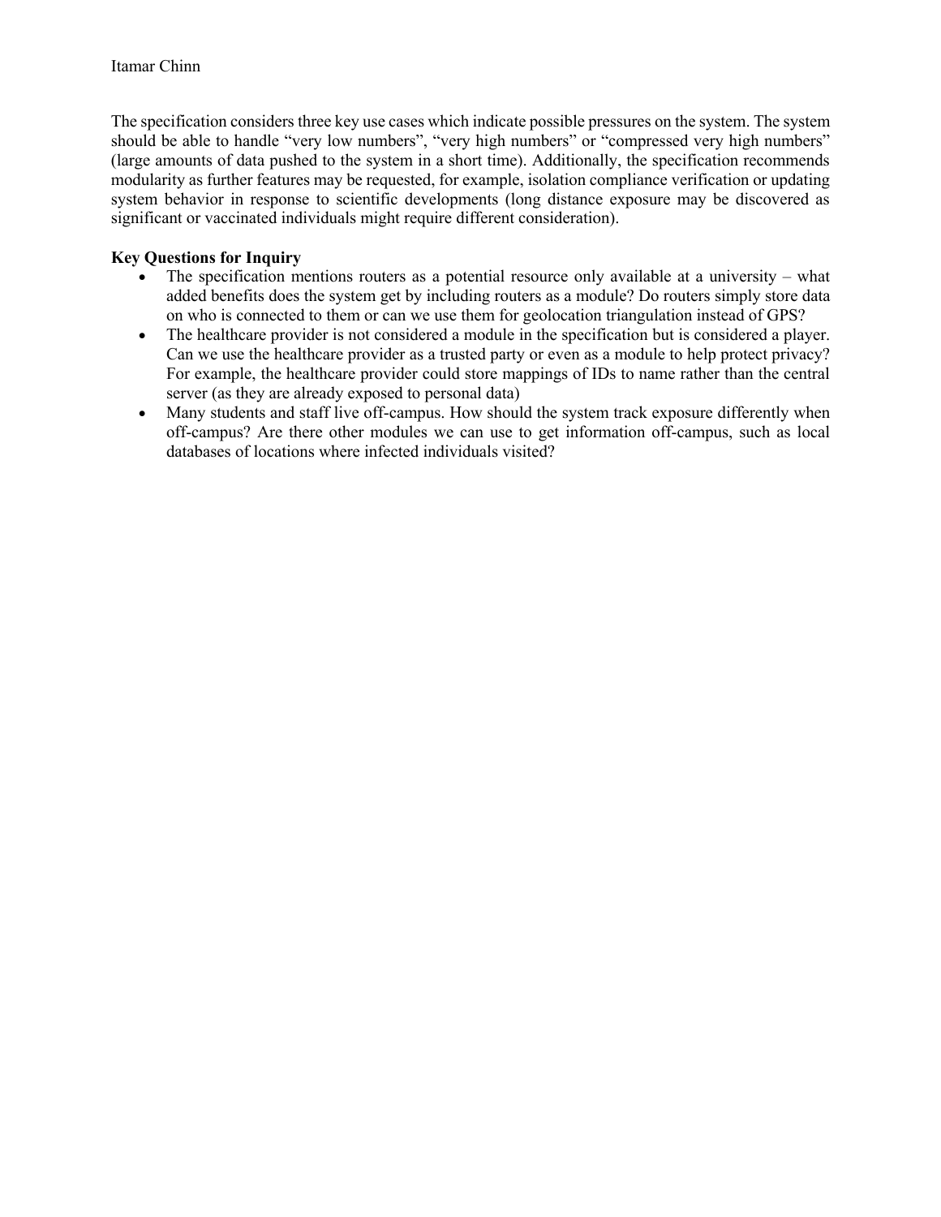The specification considers three key use cases which indicate possible pressures on the system. The system should be able to handle "very low numbers", "very high numbers" or "compressed very high numbers" (large amounts of data pushed to the system in a short time). Additionally, the specification recommends modularity as further features may be requested, for example, isolation compliance verification or updating system behavior in response to scientific developments (long distance exposure may be discovered as significant or vaccinated individuals might require different consideration).

**Key Questions for Inquiry**

- The specification mentions routers as a potential resource only available at a university – what added benefits does the system get by including routers as a module? Do routers simply store data on who is connected to them or can we use them for geolocation triangulation instead of GPS?
- The healthcare provider is not considered a module in the specification but is considered a player. Can we use the healthcare provider as a trusted party or even as a module to help protect privacy? For example, the healthcare provider could store mappings of IDs to name rather than the central server (as they are already exposed to personal data)
- Many students and staff live off-campus. How should the system track exposure differently when off-campus? Are there other modules we can use to get information off-campus, such as local databases of locations where infected individuals visited?